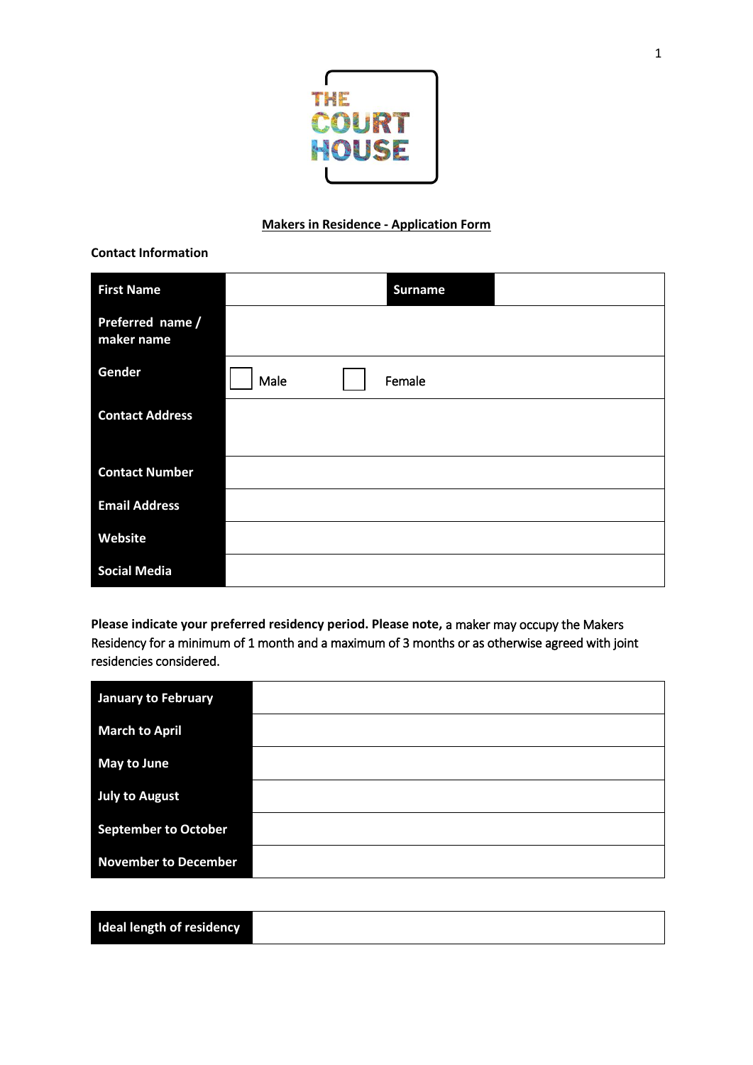THE COURT HOUSE

# Makers in Residence - Application Form

**Contact Information**

| **First Name** | | **Surname** | |
|---|---|---|---|
| **Preferred name / maker name** | | | |
| **Gender** | ☐ Male ☐ Female | | |
| **Contact Address** | | | |
| **Contact Number** | | | |
| **Email Address** | | | |
| **Website** | | | |
| **Social Media** | | | |

**Please indicate your preferred residency period. Please note,** a maker may occupy the Makers Residency for a minimum of 1 month and a maximum of 3 months or as otherwise agreed with joint residencies considered.

| **January to February** | |
|---|---|
| **March to April** | |
| **May to June** | |
| **July to August** | |
| **September to October** | |
| **November to December** | |

| **Ideal length of residency** | |
|---|---|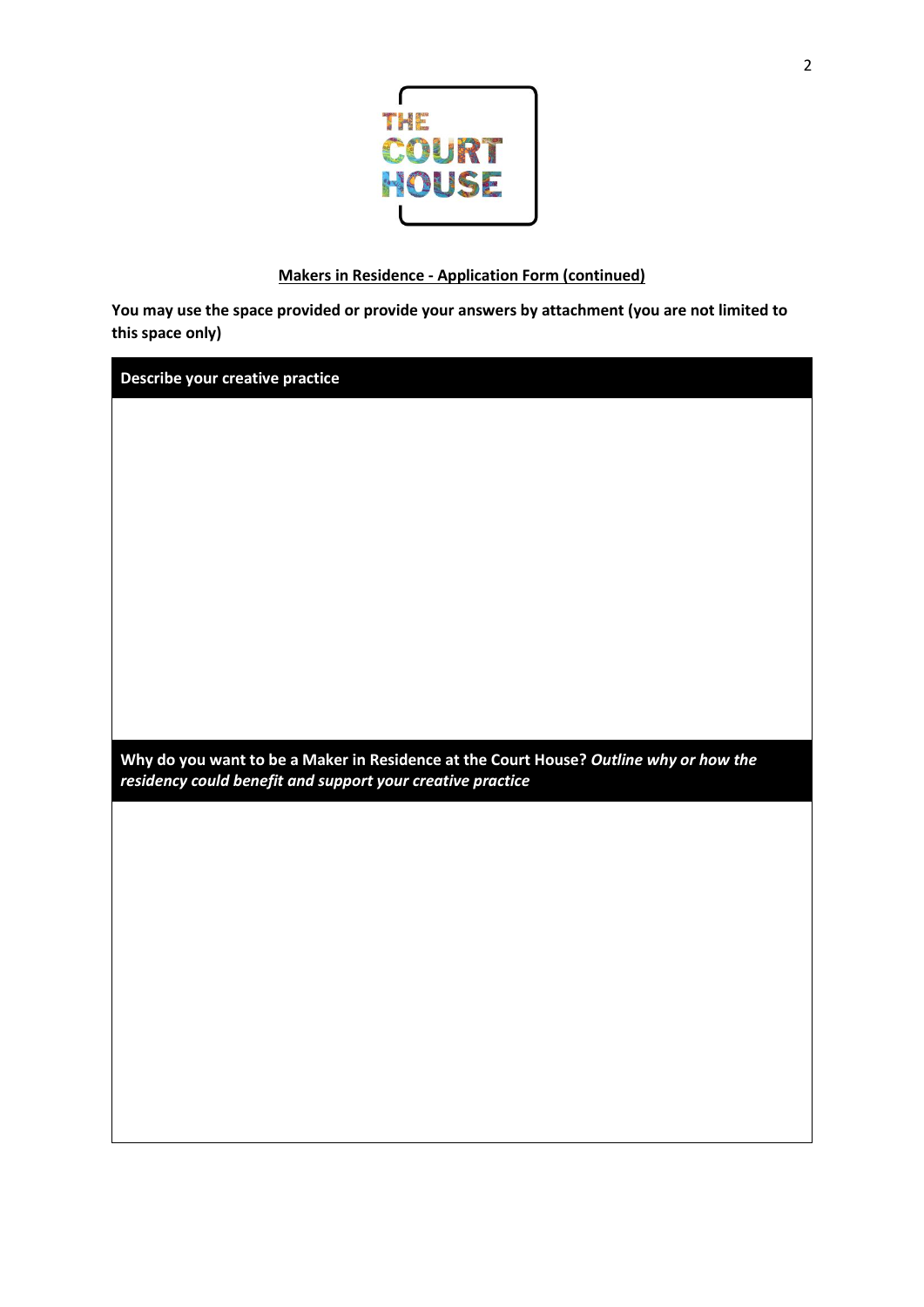THE COURT HOUSE

## Makers in Residence - Application Form (continued)

**You may use the space provided or provide your answers by attachment (you are not limited to this space only)**

| **Describe your creative practice** |
| --- |
| |

| **Why do you want to be a Maker in Residence at the Court House?** ***Outline why or how the residency could benefit and support your creative practice*** |
| --- |
| |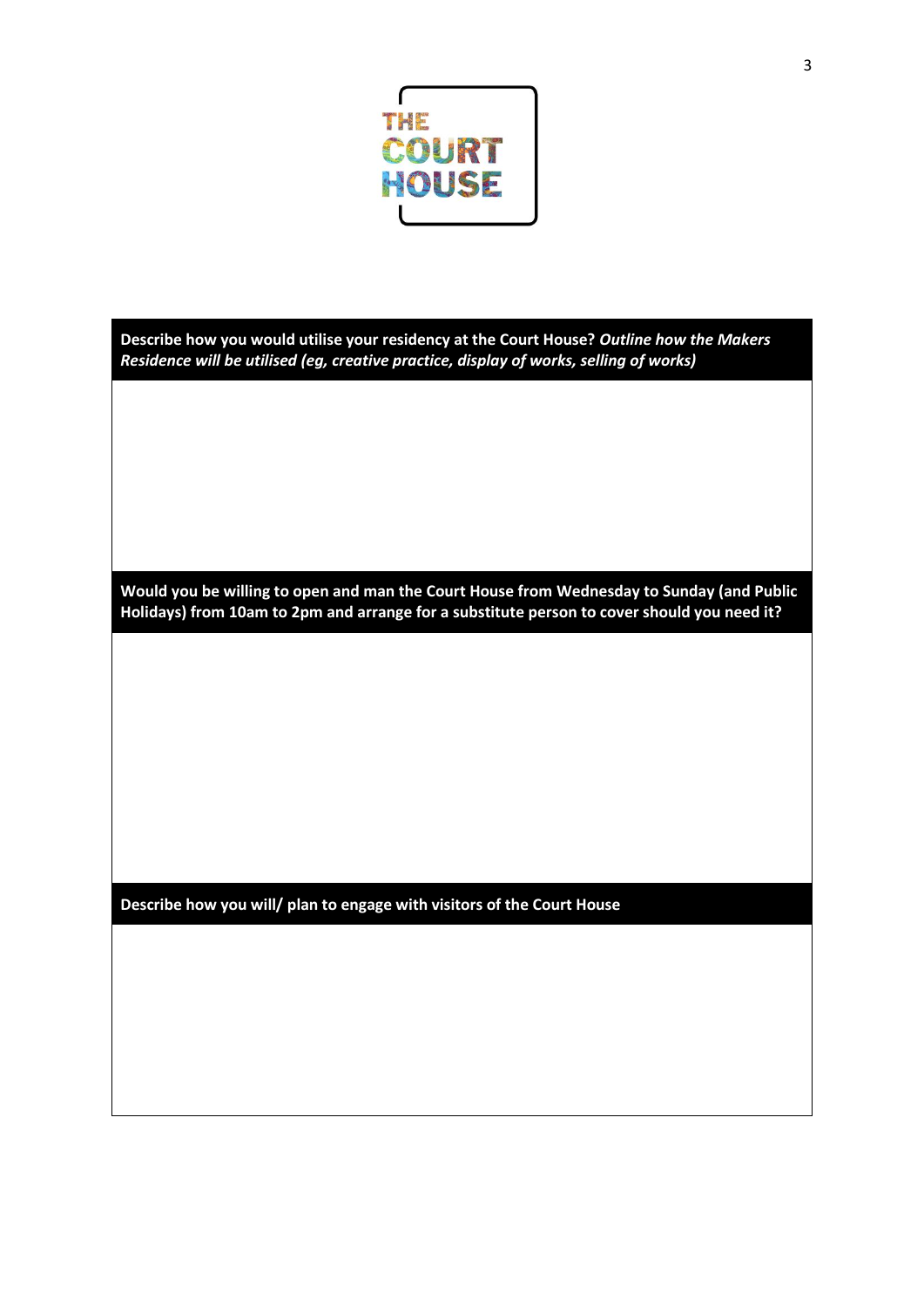THE COURT HOUSE

| **Describe how you would utilise your residency at the Court House?** ***Outline how the Makers Residence will be utilised (eg, creative practice, display of works, selling of works)*** |
| --- |
| |

| **Would you be willing to open and man the Court House from Wednesday to Sunday (and Public Holidays) from 10am to 2pm and arrange for a substitute person to cover should you need it?** |
| --- |
| |

| **Describe how you will/ plan to engage with visitors of the Court House** |
| --- |
| |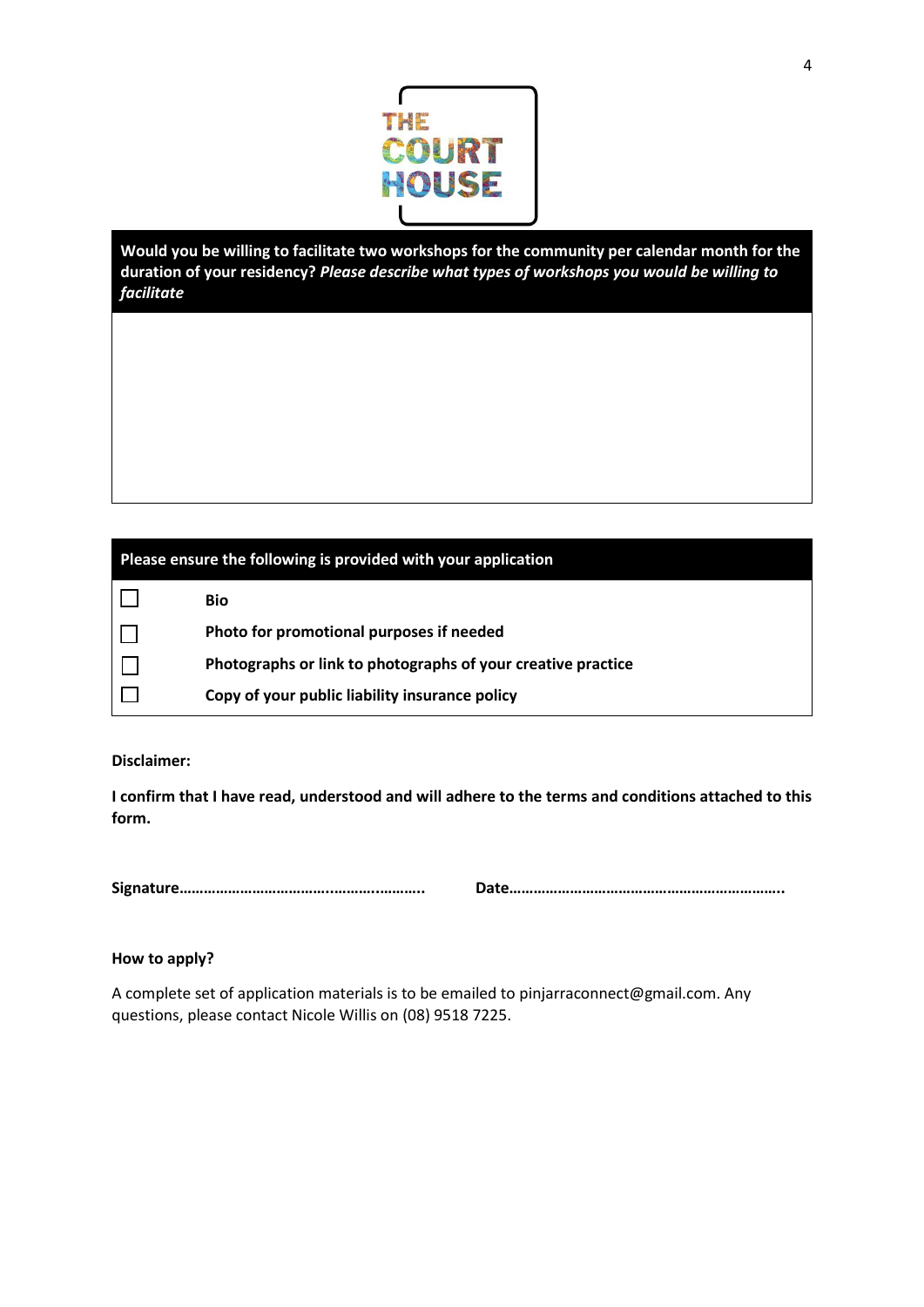THE COURT HOUSE

**Would you be willing to facilitate two workshops for the community per calendar month for the duration of your residency?** ***Please describe what types of workshops you would be willing to facilitate***

| |
|---|
| |

| Please ensure the following is provided with your application | |
|---|---|
| ☐ | **Bio** |
| ☐ | **Photo for promotional purposes if needed** |
| ☐ | **Photographs or link to photographs of your creative practice** |
| ☐ | **Copy of your public liability insurance policy** |

**Disclaimer:**

**I confirm that I have read, understood and will adhere to the terms and conditions attached to this form.**

**Signature…………………………………..……….………..** **Date………………………………………………………….**

**How to apply?**

A complete set of application materials is to be emailed to pinjarraconnect@gmail.com. Any questions, please contact Nicole Willis on (08) 9518 7225.